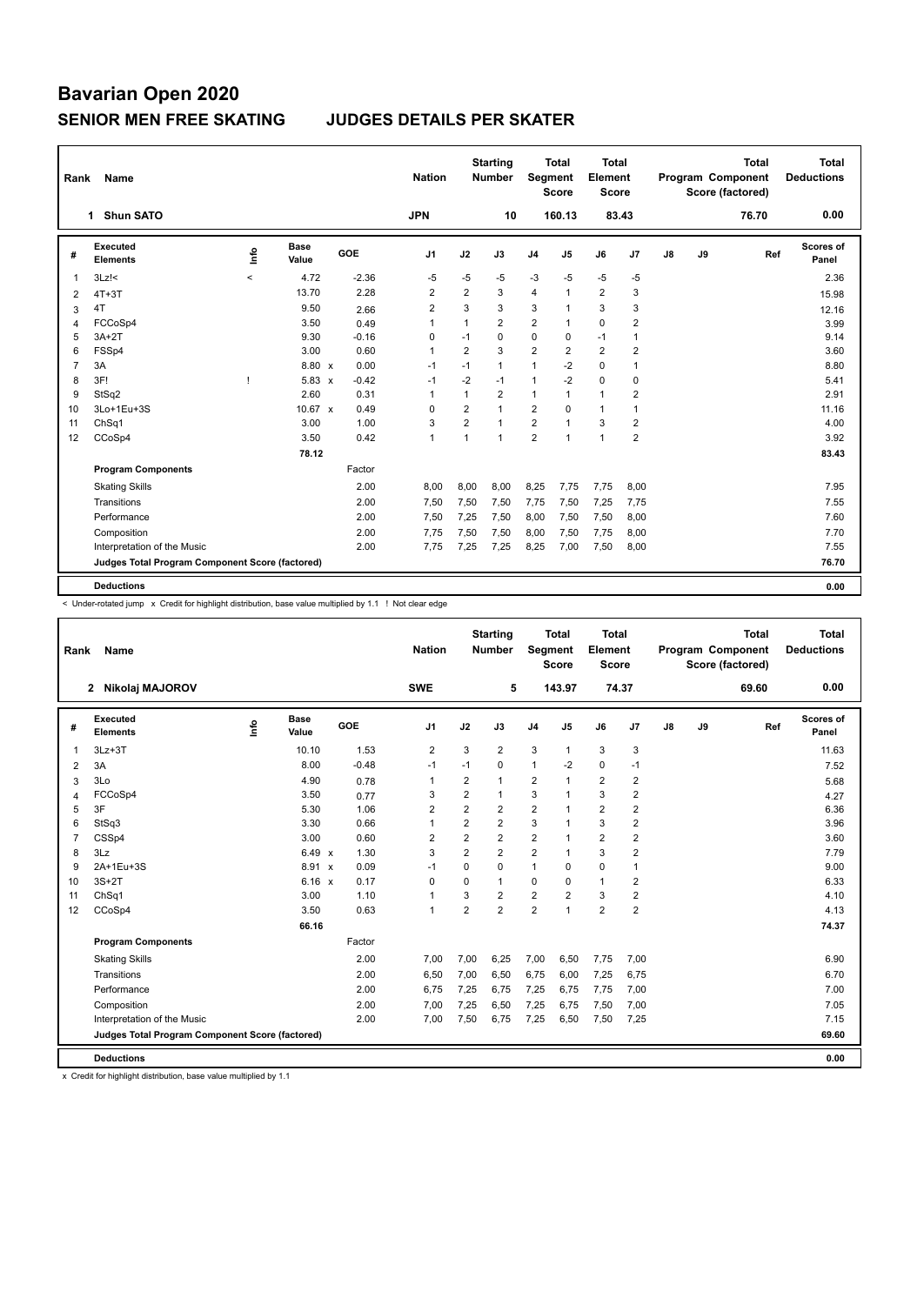# Bavarian Open 2020

## SENIOR MEN FREE SKATING JUDGES DETAILS PER SKATER

| Rank | Name | Nation | Starting Number | Total Segment Score | Total Element Score | Total Program Component Score (factored) | Total Deductions |
|---|---|---|---|---|---|---|---|
| 1 | Shun SATO | JPN | 10 | 160.13 | 83.43 | 76.70 | 0.00 |

| # | Executed Elements | Info | Base Value | | GOE | J1 | J2 | J3 | J4 | J5 | J6 | J7 | J8 | J9 | Ref | Scores of Panel |
|---|---|---|---|---|---|---|---|---|---|---|---|---|---|---|---|---|
| 1 | 3Lz!< | < | 4.72 | | -2.36 | -5 | -5 | -5 | -3 | -5 | -5 | -5 | | | | 2.36 |
| 2 | 4T+3T | | 13.70 | | 2.28 | 2 | 2 | 3 | 4 | 1 | 2 | 3 | | | | 15.98 |
| 3 | 4T | | 9.50 | | 2.66 | 2 | 3 | 3 | 3 | 1 | 3 | 3 | | | | 12.16 |
| 4 | FCCoSp4 | | 3.50 | | 0.49 | 1 | 1 | 2 | 2 | 1 | 0 | 2 | | | | 3.99 |
| 5 | 3A+2T | | 9.30 | | -0.16 | 0 | -1 | 0 | 0 | 0 | -1 | 1 | | | | 9.14 |
| 6 | FSSp4 | | 3.00 | | 0.60 | 1 | 2 | 3 | 2 | 2 | 2 | 2 | | | | 3.60 |
| 7 | 3A | | 8.80 | x | 0.00 | -1 | -1 | 1 | 1 | -2 | 0 | 1 | | | | 8.80 |
| 8 | 3F! | ! | 5.83 | x | -0.42 | -1 | -2 | -1 | 1 | -2 | 0 | 0 | | | | 5.41 |
| 9 | StSq2 | | 2.60 | | 0.31 | 1 | 1 | 2 | 1 | 1 | 1 | 2 | | | | 2.91 |
| 10 | 3Lo+1Eu+3S | | 10.67 | x | 0.49 | 0 | 2 | 1 | 2 | 0 | 1 | 1 | | | | 11.16 |
| 11 | ChSq1 | | 3.00 | | 1.00 | 3 | 2 | 1 | 2 | 1 | 3 | 2 | | | | 4.00 |
| 12 | CCoSp4 | | 3.50 | | 0.42 | 1 | 1 | 1 | 2 | 1 | 1 | 2 | | | | 3.92 |
| | | | 78.12 | | | | | | | | | | | | | 83.43 |
| | **Program Components** | | | | Factor | | | | | | | | | | | |
| | Skating Skills | | | | 2.00 | 8,00 | 8,00 | 8,00 | 8,25 | 7,75 | 7,75 | 8,00 | | | | 7.95 |
| | Transitions | | | | 2.00 | 7,50 | 7,50 | 7,50 | 7,75 | 7,50 | 7,25 | 7,75 | | | | 7.55 |
| | Performance | | | | 2.00 | 7,50 | 7,25 | 7,50 | 8,00 | 7,50 | 7,50 | 8,00 | | | | 7.60 |
| | Composition | | | | 2.00 | 7,75 | 7,50 | 7,50 | 8,00 | 7,50 | 7,75 | 8,00 | | | | 7.70 |
| | Interpretation of the Music | | | | 2.00 | 7,75 | 7,25 | 7,25 | 8,25 | 7,00 | 7,50 | 8,00 | | | | 7.55 |
| | Judges Total Program Component Score (factored) | | | | | | | | | | | | | | | 76.70 |
| | **Deductions** | | | | | | | | | | | | | | | 0.00 |

< Under-rotated jump x Credit for highlight distribution, base value multiplied by 1.1 ! Not clear edge

| Rank | Name | Nation | Starting Number | Total Segment Score | Total Element Score | Total Program Component Score (factored) | Total Deductions |
|---|---|---|---|---|---|---|---|
| 2 | Nikolaj MAJOROV | SWE | 5 | 143.97 | 74.37 | 69.60 | 0.00 |

| # | Executed Elements | Info | Base Value | | GOE | J1 | J2 | J3 | J4 | J5 | J6 | J7 | J8 | J9 | Ref | Scores of Panel |
|---|---|---|---|---|---|---|---|---|---|---|---|---|---|---|---|---|
| 1 | 3Lz+3T | | 10.10 | | 1.53 | 2 | 3 | 2 | 3 | 1 | 3 | 3 | | | | 11.63 |
| 2 | 3A | | 8.00 | | -0.48 | -1 | -1 | 0 | 1 | -2 | 0 | -1 | | | | 7.52 |
| 3 | 3Lo | | 4.90 | | 0.78 | 1 | 2 | 1 | 2 | 1 | 2 | 2 | | | | 5.68 |
| 4 | FCCoSp4 | | 3.50 | | 0.77 | 3 | 2 | 1 | 3 | 1 | 3 | 2 | | | | 4.27 |
| 5 | 3F | | 5.30 | | 1.06 | 2 | 2 | 2 | 2 | 1 | 2 | 2 | | | | 6.36 |
| 6 | StSq3 | | 3.30 | | 0.66 | 1 | 2 | 2 | 3 | 1 | 3 | 2 | | | | 3.96 |
| 7 | CSSp4 | | 3.00 | | 0.60 | 2 | 2 | 2 | 2 | 1 | 2 | 2 | | | | 3.60 |
| 8 | 3Lz | | 6.49 | x | 1.30 | 3 | 2 | 2 | 2 | 1 | 3 | 2 | | | | 7.79 |
| 9 | 2A+1Eu+3S | | 8.91 | x | 0.09 | -1 | 0 | 0 | 1 | 0 | 0 | 1 | | | | 9.00 |
| 10 | 3S+2T | | 6.16 | x | 0.17 | 0 | 0 | 1 | 0 | 0 | 1 | 2 | | | | 6.33 |
| 11 | ChSq1 | | 3.00 | | 1.10 | 1 | 3 | 2 | 2 | 2 | 3 | 2 | | | | 4.10 |
| 12 | CCoSp4 | | 3.50 | | 0.63 | 1 | 2 | 2 | 2 | 1 | 2 | 2 | | | | 4.13 |
| | | | 66.16 | | | | | | | | | | | | | 74.37 |
| | **Program Components** | | | | Factor | | | | | | | | | | | |
| | Skating Skills | | | | 2.00 | 7,00 | 7,00 | 6,25 | 7,00 | 6,50 | 7,75 | 7,00 | | | | 6.90 |
| | Transitions | | | | 2.00 | 6,50 | 7,00 | 6,50 | 6,75 | 6,00 | 7,25 | 6,75 | | | | 6.70 |
| | Performance | | | | 2.00 | 6,75 | 7,25 | 6,75 | 7,25 | 6,75 | 7,75 | 7,00 | | | | 7.00 |
| | Composition | | | | 2.00 | 7,00 | 7,25 | 6,50 | 7,25 | 6,75 | 7,50 | 7,00 | | | | 7.05 |
| | Interpretation of the Music | | | | 2.00 | 7,00 | 7,50 | 6,75 | 7,25 | 6,50 | 7,50 | 7,25 | | | | 7.15 |
| | Judges Total Program Component Score (factored) | | | | | | | | | | | | | | | 69.60 |
| | **Deductions** | | | | | | | | | | | | | | | 0.00 |

x Credit for highlight distribution, base value multiplied by 1.1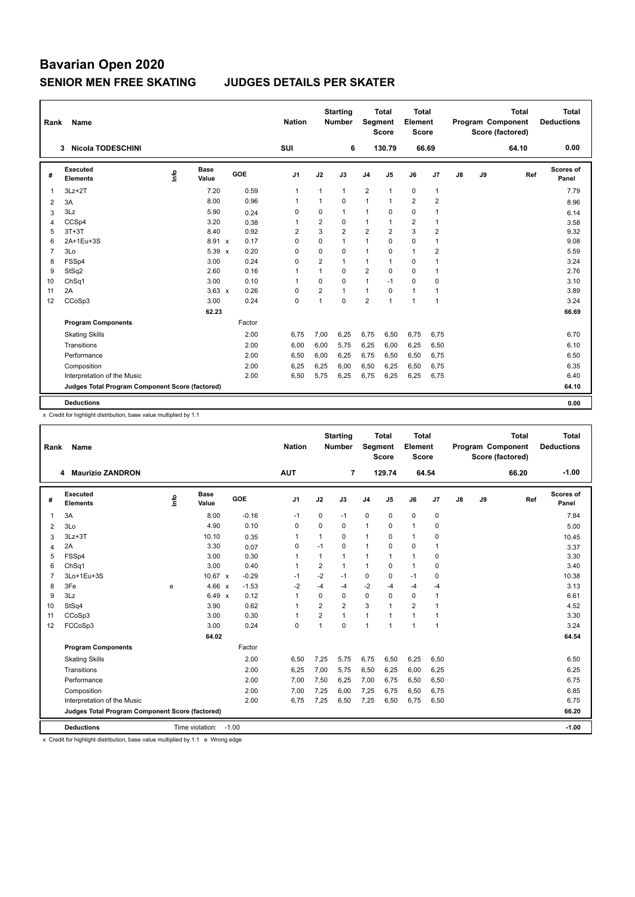# Bavarian Open 2020

## SENIOR MEN FREE SKATING    JUDGES DETAILS PER SKATER

| Rank | Name | Nation | Starting Number | Total Segment Score | Total Element Score | Total Program Component Score (factored) | Total Deductions |
|---|---|---|---|---|---|---|---|
| 3 | Nicola TODESCHINI | SUI | 6 | 130.79 | 66.69 | 64.10 | 0.00 |

| # | Executed Elements | Info | Base Value | | GOE | J1 | J2 | J3 | J4 | J5 | J6 | J7 | J8 | J9 | Ref | Scores of Panel |
|---|---|---|---|---|---|---|---|---|---|---|---|---|---|---|---|---|
| 1 | 3Lz+2T | | 7.20 | | 0.59 | 1 | 1 | 1 | 2 | 1 | 0 | 1 | | | | 7.79 |
| 2 | 3A | | 8.00 | | 0.96 | 1 | 1 | 0 | 1 | 1 | 2 | 2 | | | | 8.96 |
| 3 | 3Lz | | 5.90 | | 0.24 | 0 | 0 | 1 | 1 | 0 | 0 | 1 | | | | 6.14 |
| 4 | CCSp4 | | 3.20 | | 0.38 | 1 | 2 | 0 | 1 | 1 | 2 | 1 | | | | 3.58 |
| 5 | 3T+3T | | 8.40 | | 0.92 | 2 | 3 | 2 | 2 | 2 | 3 | 2 | | | | 9.32 |
| 6 | 2A+1Eu+3S | | 8.91 | x | 0.17 | 0 | 0 | 1 | 1 | 0 | 0 | 1 | | | | 9.08 |
| 7 | 3Lo | | 5.39 | x | 0.20 | 0 | 0 | 0 | 1 | 0 | 1 | 2 | | | | 5.59 |
| 8 | FSSp4 | | 3.00 | | 0.24 | 0 | 2 | 1 | 1 | 1 | 0 | 1 | | | | 3.24 |
| 9 | StSq2 | | 2.60 | | 0.16 | 1 | 1 | 0 | 2 | 0 | 0 | 1 | | | | 2.76 |
| 10 | ChSq1 | | 3.00 | | 0.10 | 1 | 0 | 0 | 1 | -1 | 0 | 0 | | | | 3.10 |
| 11 | 2A | | 3.63 | x | 0.26 | 0 | 2 | 1 | 1 | 0 | 1 | 1 | | | | 3.89 |
| 12 | CCoSp3 | | 3.00 | | 0.24 | 0 | 1 | 0 | 2 | 1 | 1 | 1 | | | | 3.24 |
| | | | 62.23 | | | | | | | | | | | | | 66.69 |
| | **Program Components** | | | | Factor | | | | | | | | | | | |
| | Skating Skills | | | | 2.00 | 6,75 | 7,00 | 6,25 | 6,75 | 6,50 | 6,75 | 6,75 | | | | 6.70 |
| | Transitions | | | | 2.00 | 6,00 | 6,00 | 5,75 | 6,25 | 6,00 | 6,25 | 6,50 | | | | 6.10 |
| | Performance | | | | 2.00 | 6,50 | 6,00 | 6,25 | 6,75 | 6,50 | 6,50 | 6,75 | | | | 6.50 |
| | Composition | | | | 2.00 | 6,25 | 6,25 | 6,00 | 6,50 | 6,25 | 6,50 | 6,75 | | | | 6.35 |
| | Interpretation of the Music | | | | 2.00 | 6,50 | 5,75 | 6,25 | 6,75 | 6,25 | 6,25 | 6,75 | | | | 6.40 |
| | **Judges Total Program Component Score (factored)** | | | | | | | | | | | | | | | 64.10 |
| | **Deductions** | | | | | | | | | | | | | | | 0.00 |

x Credit for highlight distribution, base value multiplied by 1.1

| Rank | Name | Nation | Starting Number | Total Segment Score | Total Element Score | Total Program Component Score (factored) | Total Deductions |
|---|---|---|---|---|---|---|---|
| 4 | Maurizio ZANDRON | AUT | 7 | 129.74 | 64.54 | 66.20 | -1.00 |

| # | Executed Elements | Info | Base Value | | GOE | J1 | J2 | J3 | J4 | J5 | J6 | J7 | J8 | J9 | Ref | Scores of Panel |
|---|---|---|---|---|---|---|---|---|---|---|---|---|---|---|---|---|
| 1 | 3A | | 8.00 | | -0.16 | -1 | 0 | -1 | 0 | 0 | 0 | 0 | | | | 7.84 |
| 2 | 3Lo | | 4.90 | | 0.10 | 0 | 0 | 0 | 1 | 0 | 1 | 0 | | | | 5.00 |
| 3 | 3Lz+3T | | 10.10 | | 0.35 | 1 | 1 | 0 | 1 | 0 | 1 | 0 | | | | 10.45 |
| 4 | 2A | | 3.30 | | 0.07 | 0 | -1 | 0 | 1 | 0 | 0 | 1 | | | | 3.37 |
| 5 | FSSp4 | | 3.00 | | 0.30 | 1 | 1 | 1 | 1 | 1 | 1 | 0 | | | | 3.30 |
| 6 | ChSq1 | | 3.00 | | 0.40 | 1 | 2 | 1 | 1 | 0 | 1 | 0 | | | | 3.40 |
| 7 | 3Lo+1Eu+3S | | 10.67 | x | -0.29 | -1 | -2 | -1 | 0 | 0 | -1 | 0 | | | | 10.38 |
| 8 | 3Fe | e | 4.66 | x | -1.53 | -2 | -4 | -4 | -2 | -4 | -4 | -4 | | | | 3.13 |
| 9 | 3Lz | | 6.49 | x | 0.12 | 1 | 0 | 0 | 0 | 0 | 0 | 1 | | | | 6.61 |
| 10 | StSq4 | | 3.90 | | 0.62 | 1 | 2 | 2 | 3 | 1 | 2 | 1 | | | | 4.52 |
| 11 | CCoSp3 | | 3.00 | | 0.30 | 1 | 2 | 1 | 1 | 1 | 1 | 1 | | | | 3.30 |
| 12 | FCCoSp3 | | 3.00 | | 0.24 | 0 | 1 | 0 | 1 | 1 | 1 | 1 | | | | 3.24 |
| | | | 64.02 | | | | | | | | | | | | | 64.54 |
| | **Program Components** | | | | Factor | | | | | | | | | | | |
| | Skating Skills | | | | 2.00 | 6,50 | 7,25 | 5,75 | 6,75 | 6,50 | 6,25 | 6,50 | | | | 6.50 |
| | Transitions | | | | 2.00 | 6,25 | 7,00 | 5,75 | 6,50 | 6,25 | 6,00 | 6,25 | | | | 6.25 |
| | Performance | | | | 2.00 | 7,00 | 7,50 | 6,25 | 7,00 | 6,75 | 6,50 | 6,50 | | | | 6.75 |
| | Composition | | | | 2.00 | 7,00 | 7,25 | 6,00 | 7,25 | 6,75 | 6,50 | 6,75 | | | | 6.85 |
| | Interpretation of the Music | | | | 2.00 | 6,75 | 7,25 | 6,50 | 7,25 | 6,50 | 6,75 | 6,50 | | | | 6.75 |
| | **Judges Total Program Component Score (factored)** | | | | | | | | | | | | | | | 66.20 |
| | **Deductions** | Time violation: -1.00 | | | | | | | | | | | | | | -1.00 |

x Credit for highlight distribution, base value multiplied by 1.1 e Wrong edge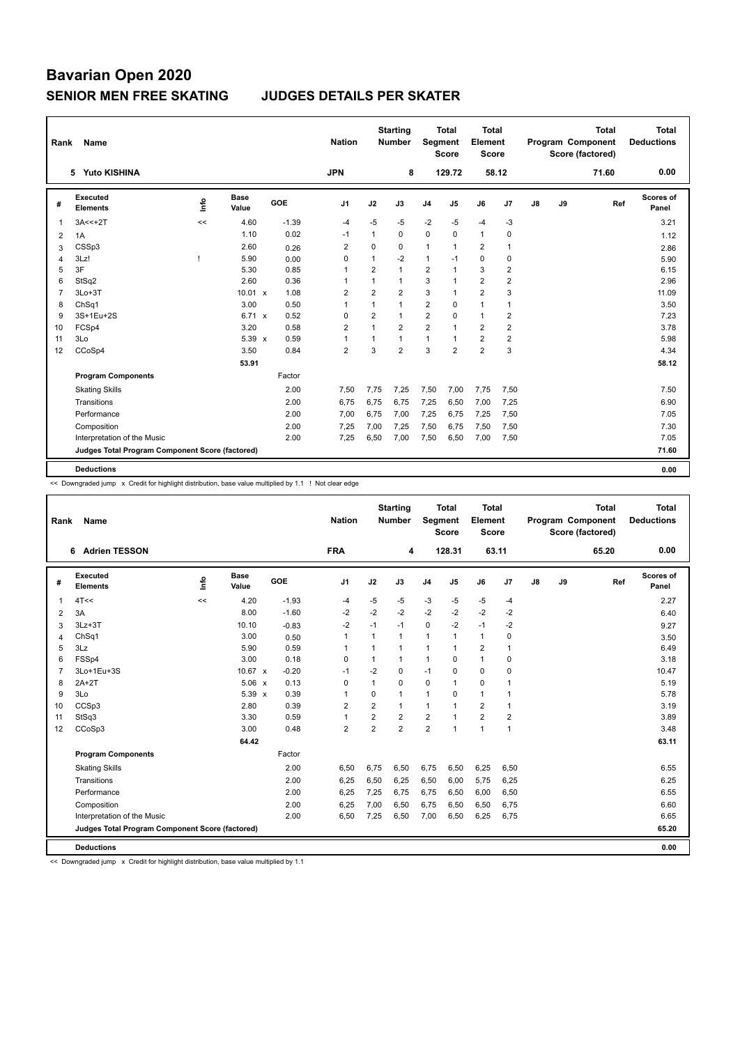# Bavarian Open 2020

## SENIOR MEN FREE SKATING JUDGES DETAILS PER SKATER

| Rank | Name | Nation | Starting Number | Total Segment Score | Total Element Score | Total Program Component Score (factored) | Total Deductions |
|---|---|---|---|---|---|---|---|
| 5 | Yuto KISHINA | JPN | 8 | 129.72 | 58.12 | 71.60 | 0.00 |

| # | Executed Elements | Info | Base Value | | GOE | J1 | J2 | J3 | J4 | J5 | J6 | J7 | J8 | J9 | Ref | Scores of Panel |
|---|---|---|---|---|---|---|---|---|---|---|---|---|---|---|---|---|
| 1 | 3A<<+2T | << | 4.60 | | -1.39 | -4 | -5 | -5 | -2 | -5 | -4 | -3 | | | | 3.21 |
| 2 | 1A | | 1.10 | | 0.02 | -1 | 1 | 0 | 0 | 0 | 1 | 0 | | | | 1.12 |
| 3 | CSSp3 | | 2.60 | | 0.26 | 2 | 0 | 0 | 1 | 1 | 2 | 1 | | | | 2.86 |
| 4 | 3Lz! | ! | 5.90 | | 0.00 | 0 | 1 | -2 | 1 | -1 | 0 | 0 | | | | 5.90 |
| 5 | 3F | | 5.30 | | 0.85 | 1 | 2 | 1 | 2 | 1 | 3 | 2 | | | | 6.15 |
| 6 | StSq2 | | 2.60 | | 0.36 | 1 | 1 | 1 | 3 | 1 | 2 | 2 | | | | 2.96 |
| 7 | 3Lo+3T | | 10.01 | x | 1.08 | 2 | 2 | 2 | 3 | 1 | 2 | 3 | | | | 11.09 |
| 8 | ChSq1 | | 3.00 | | 0.50 | 1 | 1 | 1 | 2 | 0 | 1 | 1 | | | | 3.50 |
| 9 | 3S+1Eu+2S | | 6.71 | x | 0.52 | 0 | 2 | 1 | 2 | 0 | 1 | 2 | | | | 7.23 |
| 10 | FCSp4 | | 3.20 | | 0.58 | 2 | 1 | 2 | 2 | 1 | 2 | 2 | | | | 3.78 |
| 11 | 3Lo | | 5.39 | x | 0.59 | 1 | 1 | 1 | 1 | 1 | 2 | 2 | | | | 5.98 |
| 12 | CCoSp4 | | 3.50 | | 0.84 | 2 | 3 | 2 | 3 | 2 | 2 | 3 | | | | 4.34 |
| | | | 53.91 | | | | | | | | | | | | | 58.12 |
| | **Program Components** | | | | Factor | | | | | | | | | | | |
| | Skating Skills | | | | 2.00 | 7,50 | 7,75 | 7,25 | 7,50 | 7,00 | 7,75 | 7,50 | | | | 7.50 |
| | Transitions | | | | 2.00 | 6,75 | 6,75 | 6,75 | 7,25 | 6,50 | 7,00 | 7,25 | | | | 6.90 |
| | Performance | | | | 2.00 | 7,00 | 6,75 | 7,00 | 7,25 | 6,75 | 7,25 | 7,50 | | | | 7.05 |
| | Composition | | | | 2.00 | 7,25 | 7,00 | 7,25 | 7,50 | 6,75 | 7,50 | 7,50 | | | | 7.30 |
| | Interpretation of the Music | | | | 2.00 | 7,25 | 6,50 | 7,00 | 7,50 | 6,50 | 7,00 | 7,50 | | | | 7.05 |
| | **Judges Total Program Component Score (factored)** | | | | | | | | | | | | | | | 71.60 |
| | **Deductions** | | | | | | | | | | | | | | | 0.00 |

<< Downgraded jump x Credit for highlight distribution, base value multiplied by 1.1 ! Not clear edge

| Rank | Name | Nation | Starting Number | Total Segment Score | Total Element Score | Total Program Component Score (factored) | Total Deductions |
|---|---|---|---|---|---|---|---|
| 6 | Adrien TESSON | FRA | 4 | 128.31 | 63.11 | 65.20 | 0.00 |

| # | Executed Elements | Info | Base Value | | GOE | J1 | J2 | J3 | J4 | J5 | J6 | J7 | J8 | J9 | Ref | Scores of Panel |
|---|---|---|---|---|---|---|---|---|---|---|---|---|---|---|---|---|
| 1 | 4T<< | << | 4.20 | | -1.93 | -4 | -5 | -5 | -3 | -5 | -5 | -4 | | | | 2.27 |
| 2 | 3A | | 8.00 | | -1.60 | -2 | -2 | -2 | -2 | -2 | -2 | -2 | | | | 6.40 |
| 3 | 3Lz+3T | | 10.10 | | -0.83 | -2 | -1 | -1 | 0 | -2 | -1 | -2 | | | | 9.27 |
| 4 | ChSq1 | | 3.00 | | 0.50 | 1 | 1 | 1 | 1 | 1 | 1 | 0 | | | | 3.50 |
| 5 | 3Lz | | 5.90 | | 0.59 | 1 | 1 | 1 | 1 | 1 | 2 | 1 | | | | 6.49 |
| 6 | FSSp4 | | 3.00 | | 0.18 | 0 | 1 | 1 | 1 | 0 | 1 | 0 | | | | 3.18 |
| 7 | 3Lo+1Eu+3S | | 10.67 | x | -0.20 | -1 | -2 | 0 | -1 | 0 | 0 | 0 | | | | 10.47 |
| 8 | 2A+2T | | 5.06 | x | 0.13 | 0 | 1 | 0 | 0 | 1 | 0 | 1 | | | | 5.19 |
| 9 | 3Lo | | 5.39 | x | 0.39 | 1 | 0 | 1 | 1 | 0 | 1 | 1 | | | | 5.78 |
| 10 | CCSp3 | | 2.80 | | 0.39 | 2 | 2 | 1 | 1 | 1 | 2 | 1 | | | | 3.19 |
| 11 | StSq3 | | 3.30 | | 0.59 | 1 | 2 | 2 | 2 | 1 | 2 | 2 | | | | 3.89 |
| 12 | CCoSp3 | | 3.00 | | 0.48 | 2 | 2 | 2 | 2 | 1 | 1 | 1 | | | | 3.48 |
| | | | 64.42 | | | | | | | | | | | | | 63.11 |
| | **Program Components** | | | | Factor | | | | | | | | | | | |
| | Skating Skills | | | | 2.00 | 6,50 | 6,75 | 6,50 | 6,75 | 6,50 | 6,25 | 6,50 | | | | 6.55 |
| | Transitions | | | | 2.00 | 6,25 | 6,50 | 6,25 | 6,50 | 6,00 | 5,75 | 6,25 | | | | 6.25 |
| | Performance | | | | 2.00 | 6,25 | 7,25 | 6,75 | 6,75 | 6,50 | 6,00 | 6,50 | | | | 6.55 |
| | Composition | | | | 2.00 | 6,25 | 7,00 | 6,50 | 6,75 | 6,50 | 6,50 | 6,75 | | | | 6.60 |
| | Interpretation of the Music | | | | 2.00 | 6,50 | 7,25 | 6,50 | 7,00 | 6,50 | 6,25 | 6,75 | | | | 6.65 |
| | **Judges Total Program Component Score (factored)** | | | | | | | | | | | | | | | 65.20 |
| | **Deductions** | | | | | | | | | | | | | | | 0.00 |

<< Downgraded jump x Credit for highlight distribution, base value multiplied by 1.1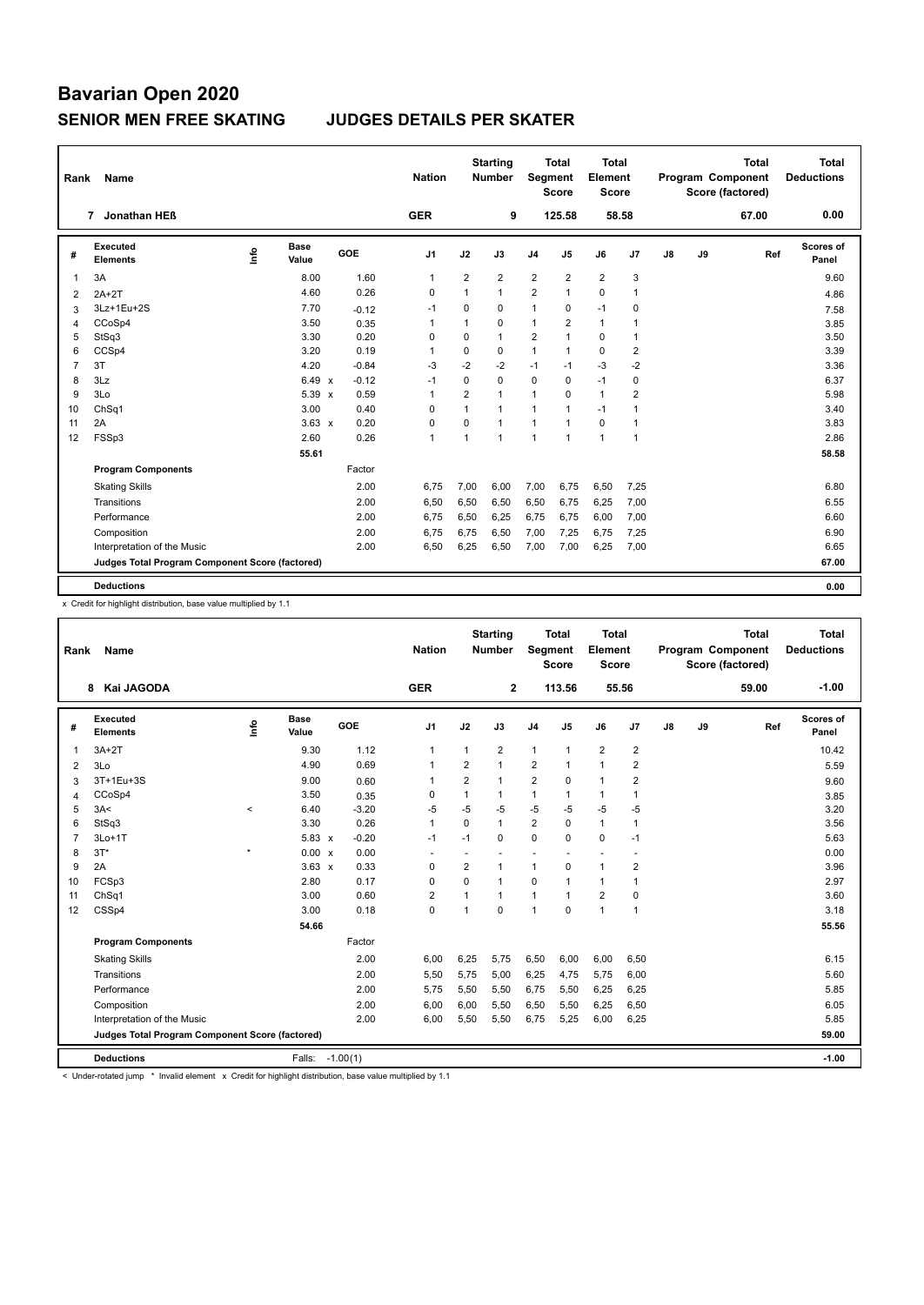# Bavarian Open 2020

## SENIOR MEN FREE SKATING JUDGES DETAILS PER SKATER

| Rank | Name | Nation | Starting Number | Total Segment Score | Total Element Score | Total Program Component Score (factored) | Total Deductions |
|---|---|---|---|---|---|---|---|
| 7 | Jonathan HEß | GER | 9 | 125.58 | 58.58 | 67.00 | 0.00 |

| # | Executed Elements | Info | Base Value | | GOE | J1 | J2 | J3 | J4 | J5 | J6 | J7 | J8 | J9 | Ref | Scores of Panel |
|---|---|---|---|---|---|---|---|---|---|---|---|---|---|---|---|---|
| 1 | 3A | | 8.00 | | 1.60 | 1 | 2 | 2 | 2 | 2 | 2 | 3 | | | | 9.60 |
| 2 | 2A+2T | | 4.60 | | 0.26 | 0 | 1 | 1 | 2 | 1 | 0 | 1 | | | | 4.86 |
| 3 | 3Lz+1Eu+2S | | 7.70 | | -0.12 | -1 | 0 | 0 | 1 | 0 | -1 | 0 | | | | 7.58 |
| 4 | CCoSp4 | | 3.50 | | 0.35 | 1 | 1 | 0 | 1 | 2 | 1 | 1 | | | | 3.85 |
| 5 | StSq3 | | 3.30 | | 0.20 | 0 | 0 | 1 | 2 | 1 | 0 | 1 | | | | 3.50 |
| 6 | CCSp4 | | 3.20 | | 0.19 | 1 | 0 | 0 | 1 | 1 | 0 | 2 | | | | 3.39 |
| 7 | 3T | | 4.20 | | -0.84 | -3 | -2 | -2 | -1 | -1 | -3 | -2 | | | | 3.36 |
| 8 | 3Lz | | 6.49 | x | -0.12 | -1 | 0 | 0 | 0 | 0 | -1 | 0 | | | | 6.37 |
| 9 | 3Lo | | 5.39 | x | 0.59 | 1 | 2 | 1 | 1 | 0 | 1 | 2 | | | | 5.98 |
| 10 | ChSq1 | | 3.00 | | 0.40 | 0 | 1 | 1 | 1 | 1 | -1 | 1 | | | | 3.40 |
| 11 | 2A | | 3.63 | x | 0.20 | 0 | 0 | 1 | 1 | 1 | 0 | 1 | | | | 3.83 |
| 12 | FSSp3 | | 2.60 | | 0.26 | 1 | 1 | 1 | 1 | 1 | 1 | 1 | | | | 2.86 |
| | | | 55.61 | | | | | | | | | | | | | 58.58 |
| | **Program Components** | | | | Factor | | | | | | | | | | | |
| | Skating Skills | | | | 2.00 | 6,75 | 7,00 | 6,00 | 7,00 | 6,75 | 6,50 | 7,25 | | | | 6.80 |
| | Transitions | | | | 2.00 | 6,50 | 6,50 | 6,50 | 6,50 | 6,75 | 6,25 | 7,00 | | | | 6.55 |
| | Performance | | | | 2.00 | 6,75 | 6,50 | 6,25 | 6,75 | 6,75 | 6,00 | 7,00 | | | | 6.60 |
| | Composition | | | | 2.00 | 6,75 | 6,75 | 6,50 | 7,00 | 7,25 | 6,75 | 7,25 | | | | 6.90 |
| | Interpretation of the Music | | | | 2.00 | 6,50 | 6,25 | 6,50 | 7,00 | 7,00 | 6,25 | 7,00 | | | | 6.65 |
| | **Judges Total Program Component Score (factored)** | | | | | | | | | | | | | | | 67.00 |
| | **Deductions** | | | | | | | | | | | | | | | 0.00 |

x Credit for highlight distribution, base value multiplied by 1.1

| Rank | Name | Nation | Starting Number | Total Segment Score | Total Element Score | Total Program Component Score (factored) | Total Deductions |
|---|---|---|---|---|---|---|---|
| 8 | Kai JAGODA | GER | 2 | 113.56 | 55.56 | 59.00 | -1.00 |

| # | Executed Elements | Info | Base Value | | GOE | J1 | J2 | J3 | J4 | J5 | J6 | J7 | J8 | J9 | Ref | Scores of Panel |
|---|---|---|---|---|---|---|---|---|---|---|---|---|---|---|---|---|
| 1 | 3A+2T | | 9.30 | | 1.12 | 1 | 1 | 2 | 1 | 1 | 2 | 2 | | | | 10.42 |
| 2 | 3Lo | | 4.90 | | 0.69 | 1 | 2 | 1 | 2 | 1 | 1 | 2 | | | | 5.59 |
| 3 | 3T+1Eu+3S | | 9.00 | | 0.60 | 1 | 2 | 1 | 2 | 0 | 1 | 2 | | | | 9.60 |
| 4 | CCoSp4 | | 3.50 | | 0.35 | 0 | 1 | 1 | 1 | 1 | 1 | 1 | | | | 3.85 |
| 5 | 3A< | < | 6.40 | | -3.20 | -5 | -5 | -5 | -5 | -5 | -5 | -5 | | | | 3.20 |
| 6 | StSq3 | | 3.30 | | 0.26 | 1 | 0 | 1 | 2 | 0 | 1 | 1 | | | | 3.56 |
| 7 | 3Lo+1T | | 5.83 | x | -0.20 | -1 | -1 | 0 | 0 | 0 | 0 | -1 | | | | 5.63 |
| 8 | 3T* | * | 0.00 | x | 0.00 | - | - | - | - | - | - | - | | | | 0.00 |
| 9 | 2A | | 3.63 | x | 0.33 | 0 | 2 | 1 | 1 | 0 | 1 | 2 | | | | 3.96 |
| 10 | FCSp3 | | 2.80 | | 0.17 | 0 | 0 | 1 | 0 | 1 | 1 | 1 | | | | 2.97 |
| 11 | ChSq1 | | 3.00 | | 0.60 | 2 | 1 | 1 | 1 | 1 | 2 | 0 | | | | 3.60 |
| 12 | CSSp4 | | 3.00 | | 0.18 | 0 | 1 | 0 | 1 | 0 | 1 | 1 | | | | 3.18 |
| | | | 54.66 | | | | | | | | | | | | | 55.56 |
| | **Program Components** | | | | Factor | | | | | | | | | | | |
| | Skating Skills | | | | 2.00 | 6,00 | 6,25 | 5,75 | 6,50 | 6,00 | 6,00 | 6,50 | | | | 6.15 |
| | Transitions | | | | 2.00 | 5,50 | 5,75 | 5,00 | 6,25 | 4,75 | 5,75 | 6,00 | | | | 5.60 |
| | Performance | | | | 2.00 | 5,75 | 5,50 | 5,50 | 6,75 | 5,50 | 6,25 | 6,25 | | | | 5.85 |
| | Composition | | | | 2.00 | 6,00 | 6,00 | 5,50 | 6,50 | 5,50 | 6,25 | 6,50 | | | | 6.05 |
| | Interpretation of the Music | | | | 2.00 | 6,00 | 5,50 | 5,50 | 6,75 | 5,25 | 6,00 | 6,25 | | | | 5.85 |
| | **Judges Total Program Component Score (factored)** | | | | | | | | | | | | | | | 59.00 |
| | **Deductions** | | Falls: | | -1.00(1) | | | | | | | | | | | -1.00 |

< Under-rotated jump * Invalid element x Credit for highlight distribution, base value multiplied by 1.1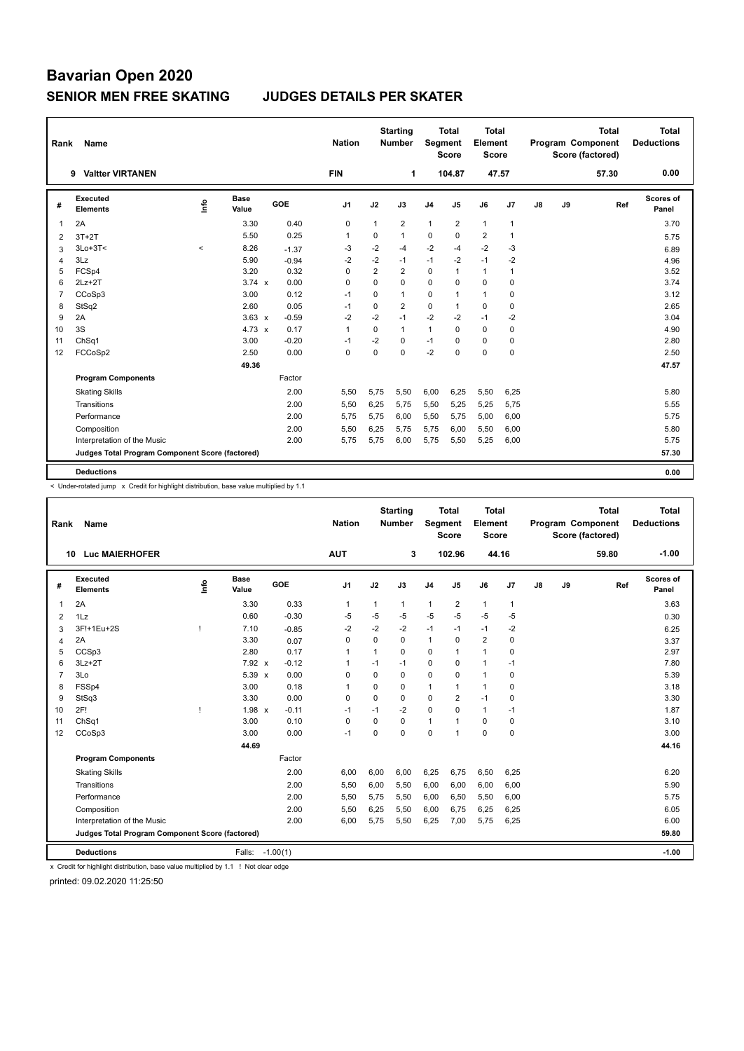# Bavarian Open 2020

## SENIOR MEN FREE SKATING JUDGES DETAILS PER SKATER

| Rank | Name | Nation | Starting Number | Total Segment Score | Total Element Score | Total Program Component Score (factored) | Total Deductions |
|---|---|---|---|---|---|---|---|
| 9 | Valtter VIRTANEN | FIN | 1 | 104.87 | 47.57 | 57.30 | 0.00 |

| # | Executed Elements | Info | Base Value | GOE | J1 | J2 | J3 | J4 | J5 | J6 | J7 | J8 | J9 | Ref | Scores of Panel |
|---|---|---|---|---|---|---|---|---|---|---|---|---|---|---|---|
| 1 | 2A | | 3.30 | 0.40 | 0 | 1 | 2 | 1 | 2 | 1 | 1 | | | | 3.70 |
| 2 | 3T+2T | | 5.50 | 0.25 | 1 | 0 | 1 | 0 | 0 | 2 | 1 | | | | 5.75 |
| 3 | 3Lo+3T< | < | 8.26 | -1.37 | -3 | -2 | -4 | -2 | -4 | -2 | -3 | | | | 6.89 |
| 4 | 3Lz | | 5.90 | -0.94 | -2 | -2 | -1 | -1 | -2 | -1 | -2 | | | | 4.96 |
| 5 | FCSp4 | | 3.20 | 0.32 | 0 | 2 | 2 | 0 | 1 | 1 | 1 | | | | 3.52 |
| 6 | 2Lz+2T | | 3.74 x | 0.00 | 0 | 0 | 0 | 0 | 0 | 0 | 0 | | | | 3.74 |
| 7 | CCoSp3 | | 3.00 | 0.12 | -1 | 0 | 1 | 0 | 1 | 1 | 0 | | | | 3.12 |
| 8 | StSq2 | | 2.60 | 0.05 | -1 | 0 | 2 | 0 | 1 | 0 | 0 | | | | 2.65 |
| 9 | 2A | | 3.63 x | -0.59 | -2 | -2 | -1 | -2 | -2 | -1 | -2 | | | | 3.04 |
| 10 | 3S | | 4.73 x | 0.17 | 1 | 0 | 1 | 1 | 0 | 0 | 0 | | | | 4.90 |
| 11 | ChSq1 | | 3.00 | -0.20 | -1 | -2 | 0 | -1 | 0 | 0 | 0 | | | | 2.80 |
| 12 | FCCoSp2 | | 2.50 | 0.00 | 0 | 0 | 0 | -2 | 0 | 0 | 0 | | | | 2.50 |
| | | | 49.36 | | | | | | | | | | | | 47.57 |
| | **Program Components** | | | Factor | | | | | | | | | | | |
| | Skating Skills | | | 2.00 | 5,50 | 5,75 | 5,50 | 6,00 | 6,25 | 5,50 | 6,25 | | | | 5.80 |
| | Transitions | | | 2.00 | 5,50 | 6,25 | 5,75 | 5,50 | 5,25 | 5,25 | 5,75 | | | | 5.55 |
| | Performance | | | 2.00 | 5,75 | 5,75 | 6,00 | 5,50 | 5,75 | 5,00 | 6,00 | | | | 5.75 |
| | Composition | | | 2.00 | 5,50 | 6,25 | 5,75 | 5,75 | 6,00 | 5,50 | 6,00 | | | | 5.80 |
| | Interpretation of the Music | | | 2.00 | 5,75 | 5,75 | 6,00 | 5,75 | 5,50 | 5,25 | 6,00 | | | | 5.75 |
| | **Judges Total Program Component Score (factored)** | | | | | | | | | | | | | | 57.30 |
| | **Deductions** | | | | | | | | | | | | | | 0.00 |

< Under-rotated jump x Credit for highlight distribution, base value multiplied by 1.1

| Rank | Name | Nation | Starting Number | Total Segment Score | Total Element Score | Total Program Component Score (factored) | Total Deductions |
|---|---|---|---|---|---|---|---|
| 10 | Luc MAIERHOFER | AUT | 3 | 102.96 | 44.16 | 59.80 | -1.00 |

| # | Executed Elements | Info | Base Value | GOE | J1 | J2 | J3 | J4 | J5 | J6 | J7 | J8 | J9 | Ref | Scores of Panel |
|---|---|---|---|---|---|---|---|---|---|---|---|---|---|---|---|
| 1 | 2A | | 3.30 | 0.33 | 1 | 1 | 1 | 1 | 2 | 1 | 1 | | | | 3.63 |
| 2 | 1Lz | | 0.60 | -0.30 | -5 | -5 | -5 | -5 | -5 | -5 | -5 | | | | 0.30 |
| 3 | 3F!+1Eu+2S | ! | 7.10 | -0.85 | -2 | -2 | -2 | -1 | -1 | -1 | -2 | | | | 6.25 |
| 4 | 2A | | 3.30 | 0.07 | 0 | 0 | 0 | 1 | 0 | 2 | 0 | | | | 3.37 |
| 5 | CCSp3 | | 2.80 | 0.17 | 1 | 1 | 0 | 0 | 1 | 1 | 0 | | | | 2.97 |
| 6 | 3Lz+2T | | 7.92 x | -0.12 | 1 | -1 | -1 | 0 | 0 | 1 | -1 | | | | 7.80 |
| 7 | 3Lo | | 5.39 x | 0.00 | 0 | 0 | 0 | 0 | 0 | 1 | 0 | | | | 5.39 |
| 8 | FSSp4 | | 3.00 | 0.18 | 1 | 0 | 0 | 1 | 1 | 1 | 0 | | | | 3.18 |
| 9 | StSq3 | | 3.30 | 0.00 | 0 | 0 | 0 | 0 | 2 | -1 | 0 | | | | 3.30 |
| 10 | 2F! | ! | 1.98 x | -0.11 | -1 | -1 | -2 | 0 | 0 | 1 | -1 | | | | 1.87 |
| 11 | ChSq1 | | 3.00 | 0.10 | 0 | 0 | 0 | 1 | 1 | 0 | 0 | | | | 3.10 |
| 12 | CCoSp3 | | 3.00 | 0.00 | -1 | 0 | 0 | 0 | 1 | 0 | 0 | | | | 3.00 |
| | | | 44.69 | | | | | | | | | | | | 44.16 |
| | **Program Components** | | | Factor | | | | | | | | | | | |
| | Skating Skills | | | 2.00 | 6,00 | 6,00 | 6,00 | 6,25 | 6,75 | 6,50 | 6,25 | | | | 6.20 |
| | Transitions | | | 2.00 | 5,50 | 6,00 | 5,50 | 6,00 | 6,00 | 6,00 | 6,00 | | | | 5.90 |
| | Performance | | | 2.00 | 5,50 | 5,75 | 5,50 | 6,00 | 6,50 | 5,50 | 6,00 | | | | 5.75 |
| | Composition | | | 2.00 | 5,50 | 6,25 | 5,50 | 6,00 | 6,75 | 6,25 | 6,25 | | | | 6.05 |
| | Interpretation of the Music | | | 2.00 | 6,00 | 5,75 | 5,50 | 6,25 | 7,00 | 5,75 | 6,25 | | | | 6.00 |
| | **Judges Total Program Component Score (factored)** | | | | | | | | | | | | | | 59.80 |
| | **Deductions** | | Falls: | -1.00(1) | | | | | | | | | | | -1.00 |

x Credit for highlight distribution, base value multiplied by 1.1 ! Not clear edge

printed: 09.02.2020 11:25:50